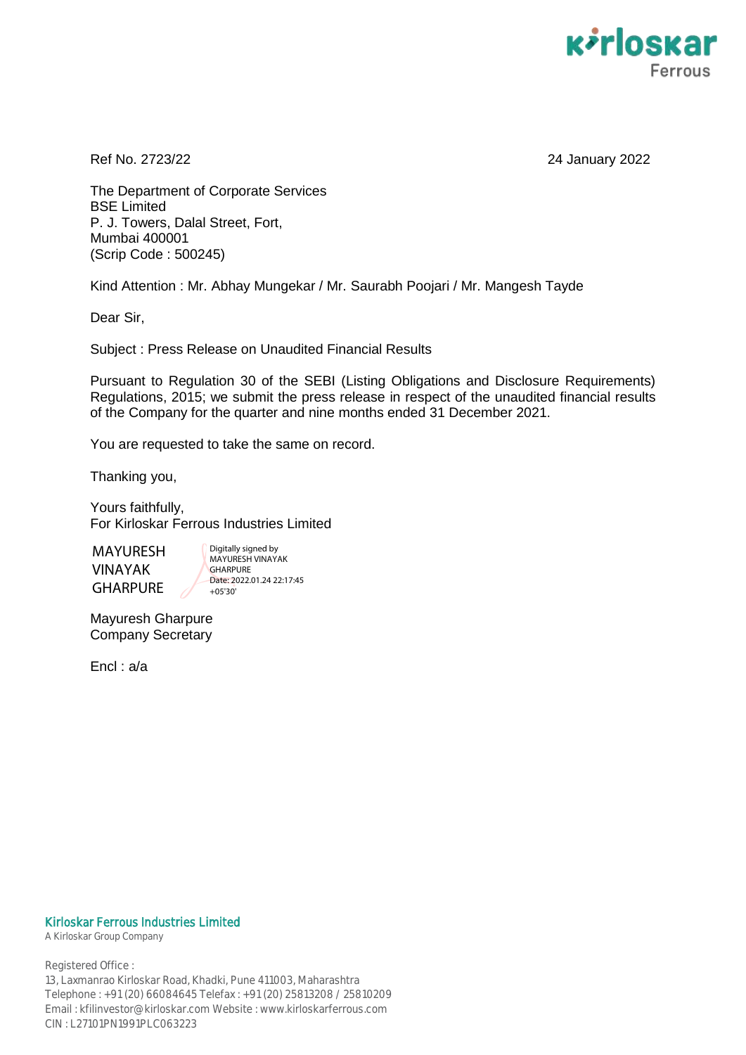Ref No. 2723/22

24 January 2022

The Department of Corporate Services
BSE Limited
P. J. Towers, Dalal Street, Fort,
Mumbai 400001
(Scrip Code : 500245)

Kind Attention : Mr. Abhay Mungekar / Mr. Saurabh Poojari / Mr. Mangesh Tayde

Dear Sir,

Subject : Press Release on Unaudited Financial Results

Pursuant to Regulation 30 of the SEBI (Listing Obligations and Disclosure Requirements) Regulations, 2015; we submit the press release in respect of the unaudited financial results of the Company for the quarter and nine months ended 31 December 2021.

You are requested to take the same on record.

Thanking you,

Yours faithfully,
For Kirloskar Ferrous Industries Limited

MAYURESH VINAYAK GHARPURE

Digitally signed by MAYURESH VINAYAK GHARPURE
Date: 2022.01.24 22:17:45 +05'30'

Mayuresh Gharpure
Company Secretary

Encl : a/a

**Kirloskar Ferrous Industries Limited**
A Kirloskar Group Company

Registered Office :
13, Laxmanrao Kirloskar Road, Khadki, Pune 411003, Maharashtra
Telephone : +91 (20) 66084645 Telefax : +91 (20) 25813208 / 25810209
Email : kfilinvestor@kirloskar.com Website : www.kirloskarferrous.com
CIN : L27101PN1991PLC063223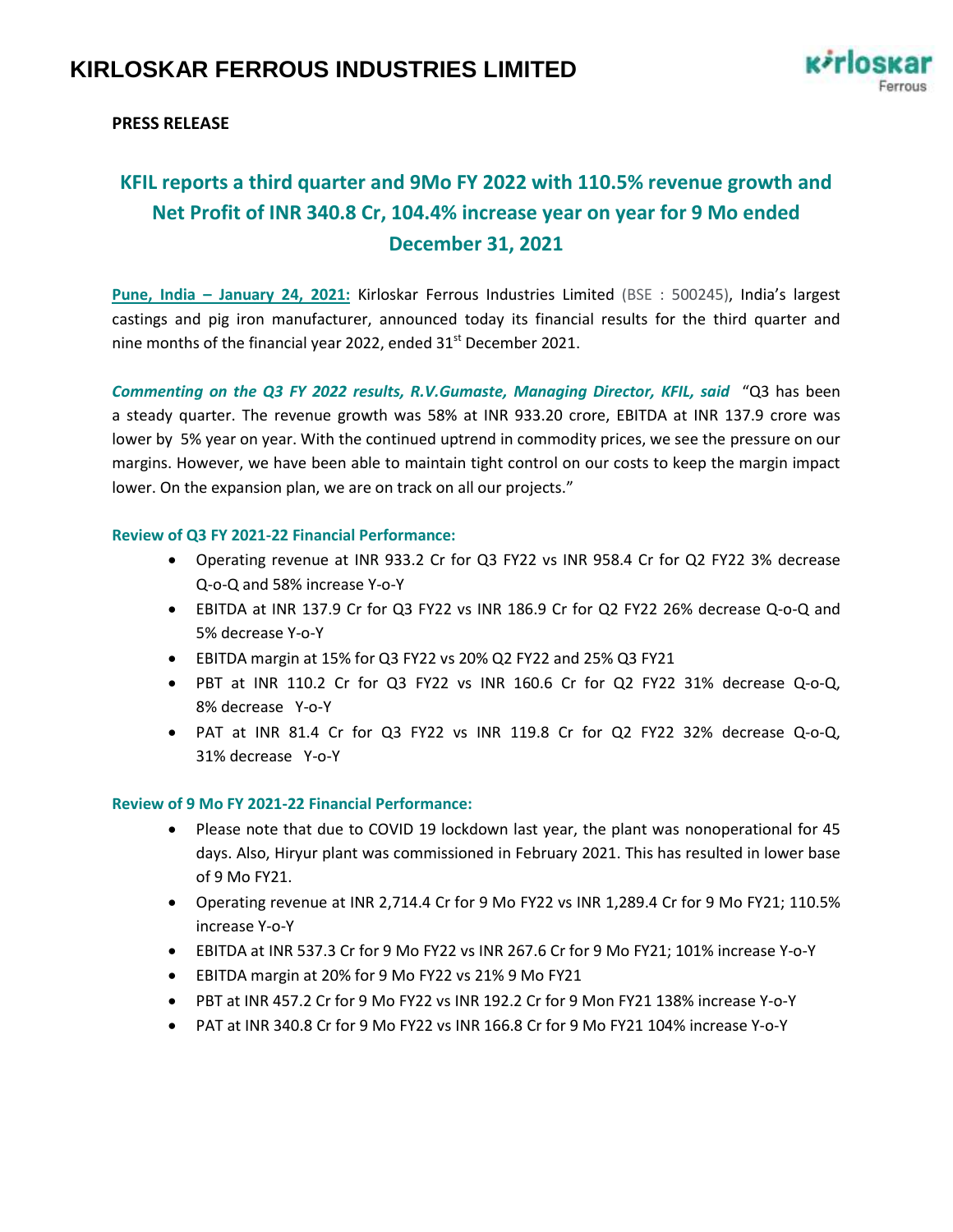# KIRLOSKAR FERROUS INDUSTRIES LIMITED

**PRESS RELEASE**

## KFIL reports a third quarter and 9Mo FY 2022 with 110.5% revenue growth and Net Profit of INR 340.8 Cr, 104.4% increase year on year for 9 Mo ended December 31, 2021

**Pune, India – January 24, 2021:** Kirloskar Ferrous Industries Limited (BSE : 500245), India's largest castings and pig iron manufacturer, announced today its financial results for the third quarter and nine months of the financial year 2022, ended 31st December 2021.

***Commenting on the Q3 FY 2022 results, R.V.Gumaste, Managing Director, KFIL, said*** "Q3 has been a steady quarter. The revenue growth was 58% at INR 933.20 crore, EBITDA at INR 137.9 crore was lower by 5% year on year. With the continued uptrend in commodity prices, we see the pressure on our margins. However, we have been able to maintain tight control on our costs to keep the margin impact lower. On the expansion plan, we are on track on all our projects."

### Review of Q3 FY 2021-22 Financial Performance:

- Operating revenue at INR 933.2 Cr for Q3 FY22 vs INR 958.4 Cr for Q2 FY22 3% decrease Q-o-Q and 58% increase Y-o-Y
- EBITDA at INR 137.9 Cr for Q3 FY22 vs INR 186.9 Cr for Q2 FY22 26% decrease Q-o-Q and 5% decrease Y-o-Y
- EBITDA margin at 15% for Q3 FY22 vs 20% Q2 FY22 and 25% Q3 FY21
- PBT at INR 110.2 Cr for Q3 FY22 vs INR 160.6 Cr for Q2 FY22 31% decrease Q-o-Q, 8% decrease Y-o-Y
- PAT at INR 81.4 Cr for Q3 FY22 vs INR 119.8 Cr for Q2 FY22 32% decrease Q-o-Q, 31% decrease Y-o-Y

### Review of 9 Mo FY 2021-22 Financial Performance:

- Please note that due to COVID 19 lockdown last year, the plant was nonoperational for 45 days. Also, Hiryur plant was commissioned in February 2021. This has resulted in lower base of 9 Mo FY21.
- Operating revenue at INR 2,714.4 Cr for 9 Mo FY22 vs INR 1,289.4 Cr for 9 Mo FY21; 110.5% increase Y-o-Y
- EBITDA at INR 537.3 Cr for 9 Mo FY22 vs INR 267.6 Cr for 9 Mo FY21; 101% increase Y-o-Y
- EBITDA margin at 20% for 9 Mo FY22 vs 21% 9 Mo FY21
- PBT at INR 457.2 Cr for 9 Mo FY22 vs INR 192.2 Cr for 9 Mon FY21 138% increase Y-o-Y
- PAT at INR 340.8 Cr for 9 Mo FY22 vs INR 166.8 Cr for 9 Mo FY21 104% increase Y-o-Y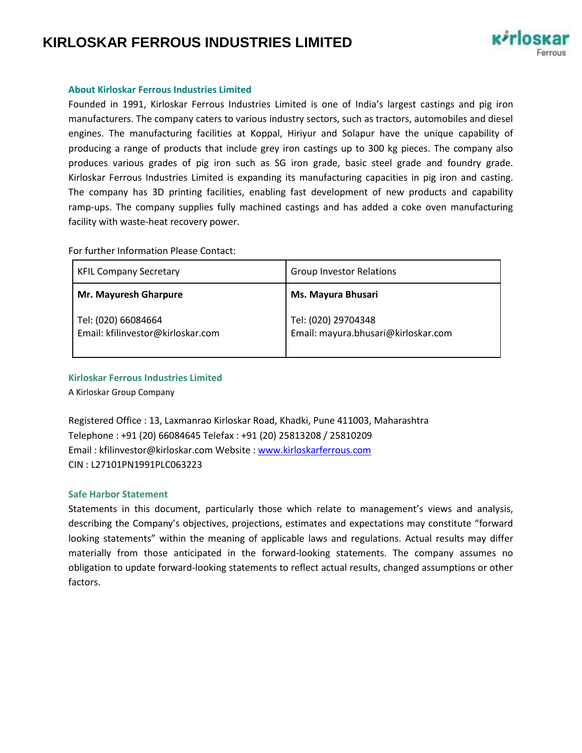## About Kirloskar Ferrous Industries Limited

Founded in 1991, Kirloskar Ferrous Industries Limited is one of India's largest castings and pig iron manufacturers. The company caters to various industry sectors, such as tractors, automobiles and diesel engines. The manufacturing facilities at Koppal, Hiriyur and Solapur have the unique capability of producing a range of products that include grey iron castings up to 300 kg pieces. The company also produces various grades of pig iron such as SG iron grade, basic steel grade and foundry grade. Kirloskar Ferrous Industries Limited is expanding its manufacturing capacities in pig iron and casting. The company has 3D printing facilities, enabling fast development of new products and capability ramp-ups. The company supplies fully machined castings and has added a coke oven manufacturing facility with waste-heat recovery power.

For further Information Please Contact:

| KFIL Company Secretary | Group Investor Relations |
|---|---|
| **Mr. Mayuresh Gharpure**<br><br>Tel: (020) 66084664<br>Email: kfilinvestor@kirloskar.com | **Ms. Mayura Bhusari**<br><br>Tel: (020) 29704348<br>Email: mayura.bhusari@kirloskar.com |

## Kirloskar Ferrous Industries Limited

A Kirloskar Group Company

Registered Office : 13, Laxmanrao Kirloskar Road, Khadki, Pune 411003, Maharashtra
Telephone : +91 (20) 66084645 Telefax : +91 (20) 25813208 / 25810209
Email : kfilinvestor@kirloskar.com Website : www.kirloskarferrous.com
CIN : L27101PN1991PLC063223

## Safe Harbor Statement

Statements in this document, particularly those which relate to management's views and analysis, describing the Company's objectives, projections, estimates and expectations may constitute "forward looking statements" within the meaning of applicable laws and regulations. Actual results may differ materially from those anticipated in the forward-looking statements. The company assumes no obligation to update forward-looking statements to reflect actual results, changed assumptions or other factors.